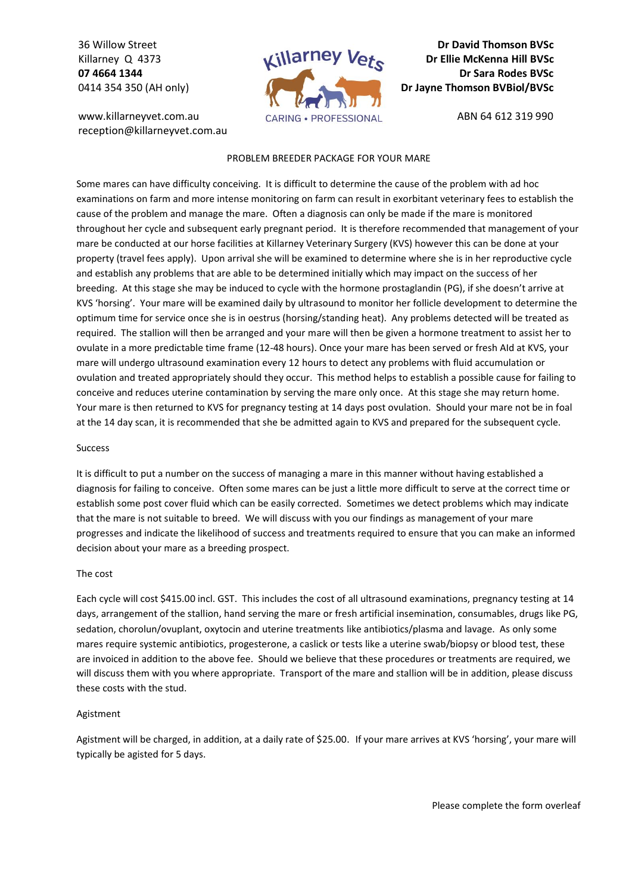36 Willow Street
Killarney Q 4373
**07 4664 1344**
0414 354 350 (AH only)

www.killarneyvet.com.au
reception@killarneyvet.com.au

Killarney Vets
CARING • PROFESSIONAL

**Dr David Thomson BVSc**
**Dr Ellie McKenna Hill BVSc**
**Dr Sara Rodes BVSc**
**Dr Jayne Thomson BVBiol/BVSc**

ABN 64 612 319 990

# PROBLEM BREEDER PACKAGE FOR YOUR MARE

Some mares can have difficulty conceiving. It is difficult to determine the cause of the problem with ad hoc examinations on farm and more intense monitoring on farm can result in exorbitant veterinary fees to establish the cause of the problem and manage the mare. Often a diagnosis can only be made if the mare is monitored throughout her cycle and subsequent early pregnant period. It is therefore recommended that management of your mare be conducted at our horse facilities at Killarney Veterinary Surgery (KVS) however this can be done at your property (travel fees apply). Upon arrival she will be examined to determine where she is in her reproductive cycle and establish any problems that are able to be determined initially which may impact on the success of her breeding. At this stage she may be induced to cycle with the hormone prostaglandin (PG), if she doesn't arrive at KVS 'horsing'. Your mare will be examined daily by ultrasound to monitor her follicle development to determine the optimum time for service once she is in oestrus (horsing/standing heat). Any problems detected will be treated as required. The stallion will then be arranged and your mare will then be given a hormone treatment to assist her to ovulate in a more predictable time frame (12-48 hours). Once your mare has been served or fresh AId at KVS, your mare will undergo ultrasound examination every 12 hours to detect any problems with fluid accumulation or ovulation and treated appropriately should they occur. This method helps to establish a possible cause for failing to conceive and reduces uterine contamination by serving the mare only once. At this stage she may return home. Your mare is then returned to KVS for pregnancy testing at 14 days post ovulation. Should your mare not be in foal at the 14 day scan, it is recommended that she be admitted again to KVS and prepared for the subsequent cycle.

## Success

It is difficult to put a number on the success of managing a mare in this manner without having established a diagnosis for failing to conceive. Often some mares can be just a little more difficult to serve at the correct time or establish some post cover fluid which can be easily corrected. Sometimes we detect problems which may indicate that the mare is not suitable to breed. We will discuss with you our findings as management of your mare progresses and indicate the likelihood of success and treatments required to ensure that you can make an informed decision about your mare as a breeding prospect.

## The cost

Each cycle will cost $415.00 incl. GST. This includes the cost of all ultrasound examinations, pregnancy testing at 14 days, arrangement of the stallion, hand serving the mare or fresh artificial insemination, consumables, drugs like PG, sedation, chorolun/ovuplant, oxytocin and uterine treatments like antibiotics/plasma and lavage. As only some mares require systemic antibiotics, progesterone, a caslick or tests like a uterine swab/biopsy or blood test, these are invoiced in addition to the above fee. Should we believe that these procedures or treatments are required, we will discuss them with you where appropriate. Transport of the mare and stallion will be in addition, please discuss these costs with the stud.

## Agistment

Agistment will be charged, in addition, at a daily rate of $25.00. If your mare arrives at KVS 'horsing', your mare will typically be agisted for 5 days.

Please complete the form overleaf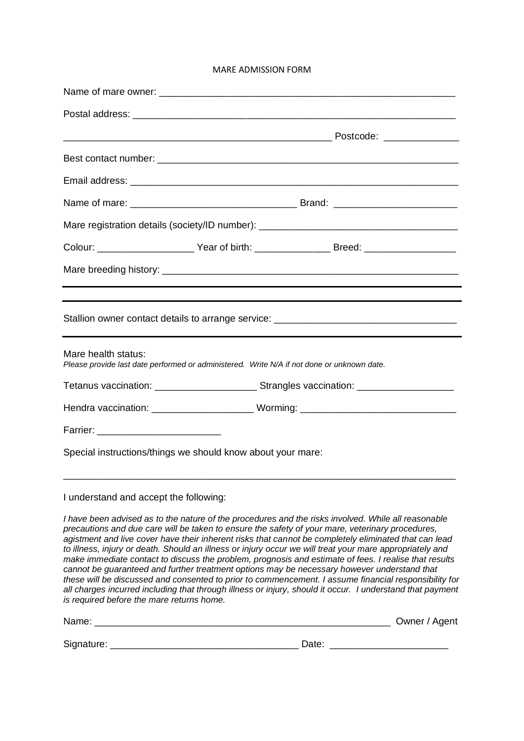MARE ADMISSION FORM

Name of mare owner: _______________________________________________________

Postal address: ___________________________________________________________

___________________________________________________ Postcode: _____________

Best contact number: _______________________________________________________

Email address: ____________________________________________________________

Name of mare: _____________________________ Brand: _____________________

Mare registration details (society/ID number): __________________________________

Colour: _________________ Year of birth: _____________ Breed: ________________

Mare breeding history: ______________________________________________________

---

---

Stallion owner contact details to arrange service: ________________________________

---

Mare health status:
*Please provide last date performed or administered. Write N/A if not done or unknown date.*

Tetanus vaccination: __________________ Strangles vaccination: _________________

Hendra vaccination: __________________ Worming: ___________________________

Farrier: ______________________

Special instructions/things we should know about your mare:

_________________________________________________________________________

I understand and accept the following:

*I have been advised as to the nature of the procedures and the risks involved. While all reasonable precautions and due care will be taken to ensure the safety of your mare, veterinary procedures, agistment and live cover have their inherent risks that cannot be completely eliminated that can lead to illness, injury or death. Should an illness or injury occur we will treat your mare appropriately and make immediate contact to discuss the problem, prognosis and estimate of fees. I realise that results cannot be guaranteed and further treatment options may be necessary however understand that these will be discussed and consented to prior to commencement. I assume financial responsibility for all charges incurred including that through illness or injury, should it occur. I understand that payment is required before the mare returns home.*

Name: ______________________________________________________ Owner / Agent

Signature: _________________________________ Date: _____________________